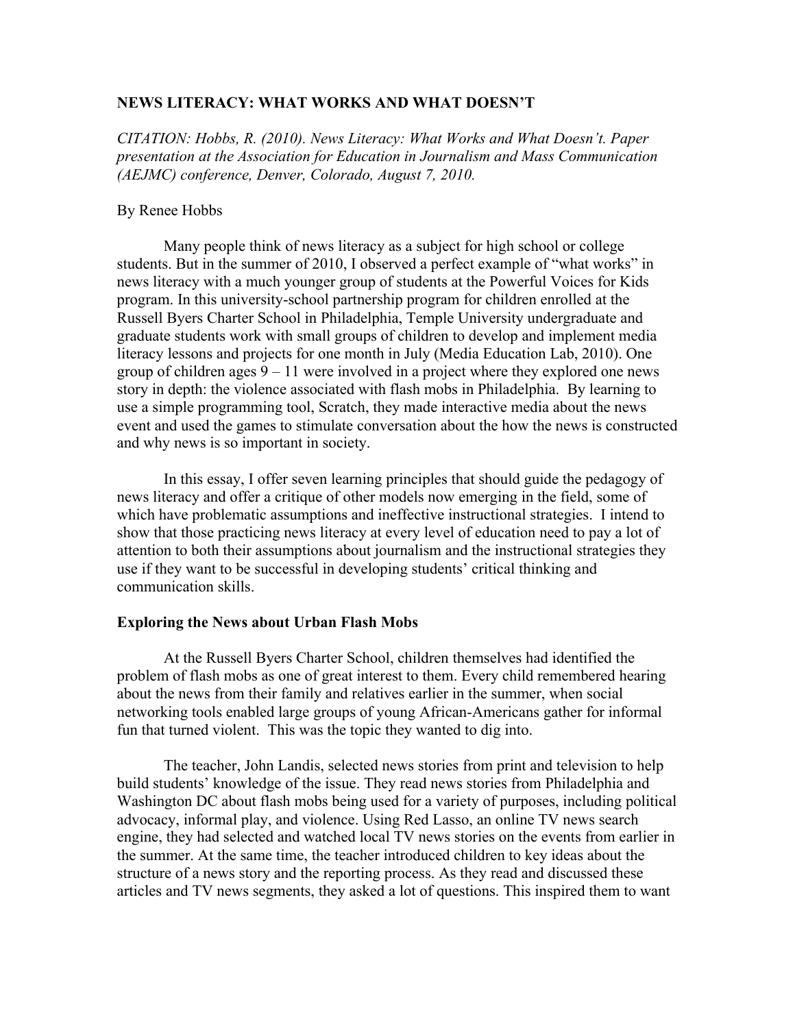# NEWS LITERACY: WHAT WORKS AND WHAT DOESN'T

*CITATION: Hobbs, R. (2010). News Literacy: What Works and What Doesn't. Paper presentation at the Association for Education in Journalism and Mass Communication (AEJMC) conference, Denver, Colorado, August 7, 2010.*

By Renee Hobbs

Many people think of news literacy as a subject for high school or college students. But in the summer of 2010, I observed a perfect example of "what works" in news literacy with a much younger group of students at the Powerful Voices for Kids program. In this university-school partnership program for children enrolled at the Russell Byers Charter School in Philadelphia, Temple University undergraduate and graduate students work with small groups of children to develop and implement media literacy lessons and projects for one month in July (Media Education Lab, 2010). One group of children ages 9 – 11 were involved in a project where they explored one news story in depth: the violence associated with flash mobs in Philadelphia. By learning to use a simple programming tool, Scratch, they made interactive media about the news event and used the games to stimulate conversation about the how the news is constructed and why news is so important in society.

In this essay, I offer seven learning principles that should guide the pedagogy of news literacy and offer a critique of other models now emerging in the field, some of which have problematic assumptions and ineffective instructional strategies. I intend to show that those practicing news literacy at every level of education need to pay a lot of attention to both their assumptions about journalism and the instructional strategies they use if they want to be successful in developing students' critical thinking and communication skills.

## Exploring the News about Urban Flash Mobs

At the Russell Byers Charter School, children themselves had identified the problem of flash mobs as one of great interest to them. Every child remembered hearing about the news from their family and relatives earlier in the summer, when social networking tools enabled large groups of young African-Americans gather for informal fun that turned violent. This was the topic they wanted to dig into.

The teacher, John Landis, selected news stories from print and television to help build students' knowledge of the issue. They read news stories from Philadelphia and Washington DC about flash mobs being used for a variety of purposes, including political advocacy, informal play, and violence. Using Red Lasso, an online TV news search engine, they had selected and watched local TV news stories on the events from earlier in the summer. At the same time, the teacher introduced children to key ideas about the structure of a news story and the reporting process. As they read and discussed these articles and TV news segments, they asked a lot of questions. This inspired them to want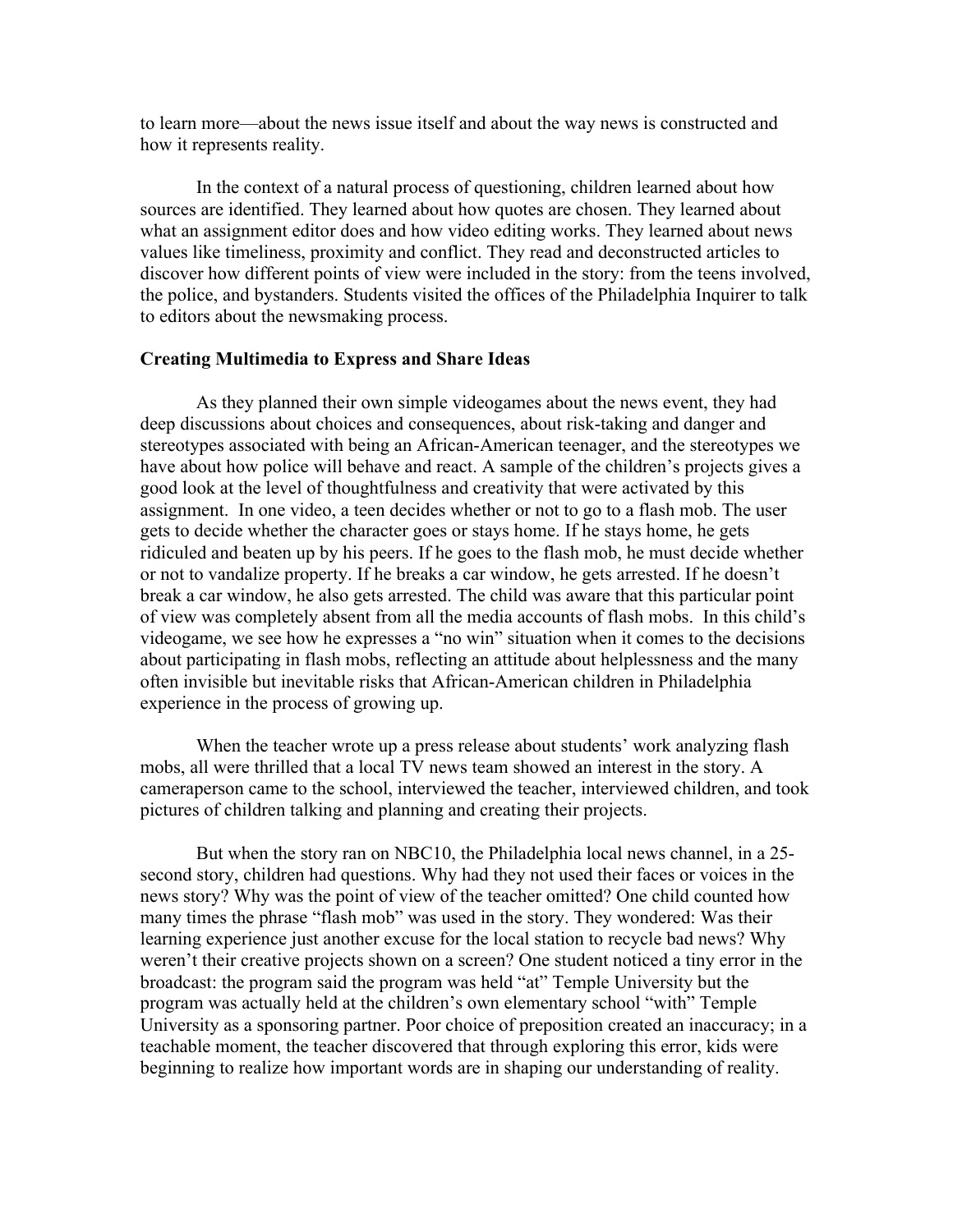to learn more—about the news issue itself and about the way news is constructed and how it represents reality.

In the context of a natural process of questioning, children learned about how sources are identified. They learned about how quotes are chosen. They learned about what an assignment editor does and how video editing works. They learned about news values like timeliness, proximity and conflict. They read and deconstructed articles to discover how different points of view were included in the story: from the teens involved, the police, and bystanders. Students visited the offices of the Philadelphia Inquirer to talk to editors about the newsmaking process.

**Creating Multimedia to Express and Share Ideas**

As they planned their own simple videogames about the news event, they had deep discussions about choices and consequences, about risk-taking and danger and stereotypes associated with being an African-American teenager, and the stereotypes we have about how police will behave and react. A sample of the children's projects gives a good look at the level of thoughtfulness and creativity that were activated by this assignment. In one video, a teen decides whether or not to go to a flash mob. The user gets to decide whether the character goes or stays home. If he stays home, he gets ridiculed and beaten up by his peers. If he goes to the flash mob, he must decide whether or not to vandalize property. If he breaks a car window, he gets arrested. If he doesn't break a car window, he also gets arrested. The child was aware that this particular point of view was completely absent from all the media accounts of flash mobs. In this child's videogame, we see how he expresses a "no win" situation when it comes to the decisions about participating in flash mobs, reflecting an attitude about helplessness and the many often invisible but inevitable risks that African-American children in Philadelphia experience in the process of growing up.

When the teacher wrote up a press release about students' work analyzing flash mobs, all were thrilled that a local TV news team showed an interest in the story. A cameraperson came to the school, interviewed the teacher, interviewed children, and took pictures of children talking and planning and creating their projects.

But when the story ran on NBC10, the Philadelphia local news channel, in a 25-second story, children had questions. Why had they not used their faces or voices in the news story? Why was the point of view of the teacher omitted? One child counted how many times the phrase "flash mob" was used in the story. They wondered: Was their learning experience just another excuse for the local station to recycle bad news? Why weren't their creative projects shown on a screen? One student noticed a tiny error in the broadcast: the program said the program was held "at" Temple University but the program was actually held at the children's own elementary school "with" Temple University as a sponsoring partner. Poor choice of preposition created an inaccuracy; in a teachable moment, the teacher discovered that through exploring this error, kids were beginning to realize how important words are in shaping our understanding of reality.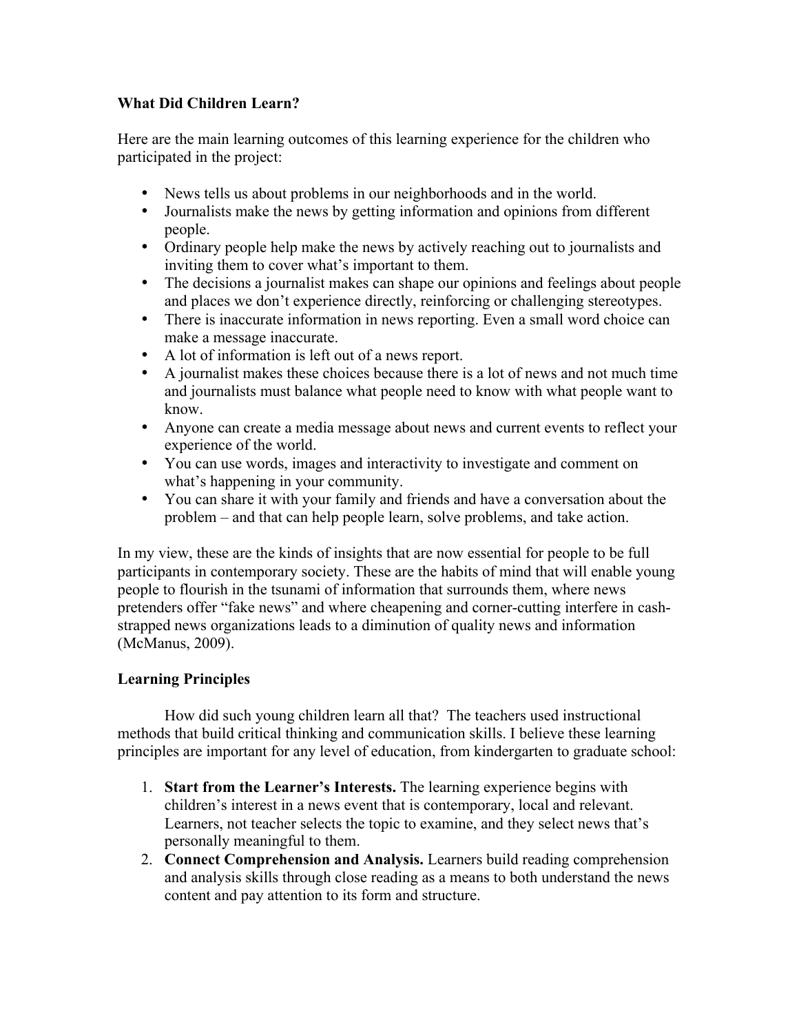**What Did Children Learn?**

Here are the main learning outcomes of this learning experience for the children who participated in the project:

- News tells us about problems in our neighborhoods and in the world.
- Journalists make the news by getting information and opinions from different people.
- Ordinary people help make the news by actively reaching out to journalists and inviting them to cover what's important to them.
- The decisions a journalist makes can shape our opinions and feelings about people and places we don't experience directly, reinforcing or challenging stereotypes.
- There is inaccurate information in news reporting. Even a small word choice can make a message inaccurate.
- A lot of information is left out of a news report.
- A journalist makes these choices because there is a lot of news and not much time and journalists must balance what people need to know with what people want to know.
- Anyone can create a media message about news and current events to reflect your experience of the world.
- You can use words, images and interactivity to investigate and comment on what's happening in your community.
- You can share it with your family and friends and have a conversation about the problem – and that can help people learn, solve problems, and take action.

In my view, these are the kinds of insights that are now essential for people to be full participants in contemporary society. These are the habits of mind that will enable young people to flourish in the tsunami of information that surrounds them, where news pretenders offer "fake news" and where cheapening and corner-cutting interfere in cash-strapped news organizations leads to a diminution of quality news and information (McManus, 2009).

**Learning Principles**

How did such young children learn all that? The teachers used instructional methods that build critical thinking and communication skills. I believe these learning principles are important for any level of education, from kindergarten to graduate school:

1. **Start from the Learner's Interests.** The learning experience begins with children's interest in a news event that is contemporary, local and relevant. Learners, not teacher selects the topic to examine, and they select news that's personally meaningful to them.
2. **Connect Comprehension and Analysis.** Learners build reading comprehension and analysis skills through close reading as a means to both understand the news content and pay attention to its form and structure.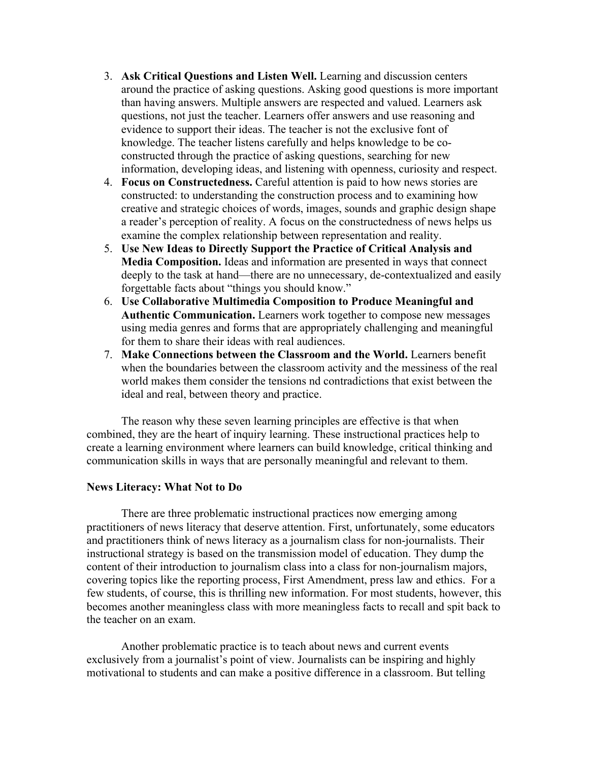3. **Ask Critical Questions and Listen Well.** Learning and discussion centers around the practice of asking questions. Asking good questions is more important than having answers. Multiple answers are respected and valued. Learners ask questions, not just the teacher. Learners offer answers and use reasoning and evidence to support their ideas. The teacher is not the exclusive font of knowledge. The teacher listens carefully and helps knowledge to be co-constructed through the practice of asking questions, searching for new information, developing ideas, and listening with openness, curiosity and respect.
4. **Focus on Constructedness.** Careful attention is paid to how news stories are constructed: to understanding the construction process and to examining how creative and strategic choices of words, images, sounds and graphic design shape a reader's perception of reality. A focus on the constructedness of news helps us examine the complex relationship between representation and reality.
5. **Use New Ideas to Directly Support the Practice of Critical Analysis and Media Composition.** Ideas and information are presented in ways that connect deeply to the task at hand—there are no unnecessary, de-contextualized and easily forgettable facts about "things you should know."
6. **Use Collaborative Multimedia Composition to Produce Meaningful and Authentic Communication.** Learners work together to compose new messages using media genres and forms that are appropriately challenging and meaningful for them to share their ideas with real audiences.
7. **Make Connections between the Classroom and the World.** Learners benefit when the boundaries between the classroom activity and the messiness of the real world makes them consider the tensions nd contradictions that exist between the ideal and real, between theory and practice.

The reason why these seven learning principles are effective is that when combined, they are the heart of inquiry learning. These instructional practices help to create a learning environment where learners can build knowledge, critical thinking and communication skills in ways that are personally meaningful and relevant to them.

**News Literacy: What Not to Do**

There are three problematic instructional practices now emerging among practitioners of news literacy that deserve attention. First, unfortunately, some educators and practitioners think of news literacy as a journalism class for non-journalists. Their instructional strategy is based on the transmission model of education. They dump the content of their introduction to journalism class into a class for non-journalism majors, covering topics like the reporting process, First Amendment, press law and ethics. For a few students, of course, this is thrilling new information. For most students, however, this becomes another meaningless class with more meaningless facts to recall and spit back to the teacher on an exam.

Another problematic practice is to teach about news and current events exclusively from a journalist's point of view. Journalists can be inspiring and highly motivational to students and can make a positive difference in a classroom. But telling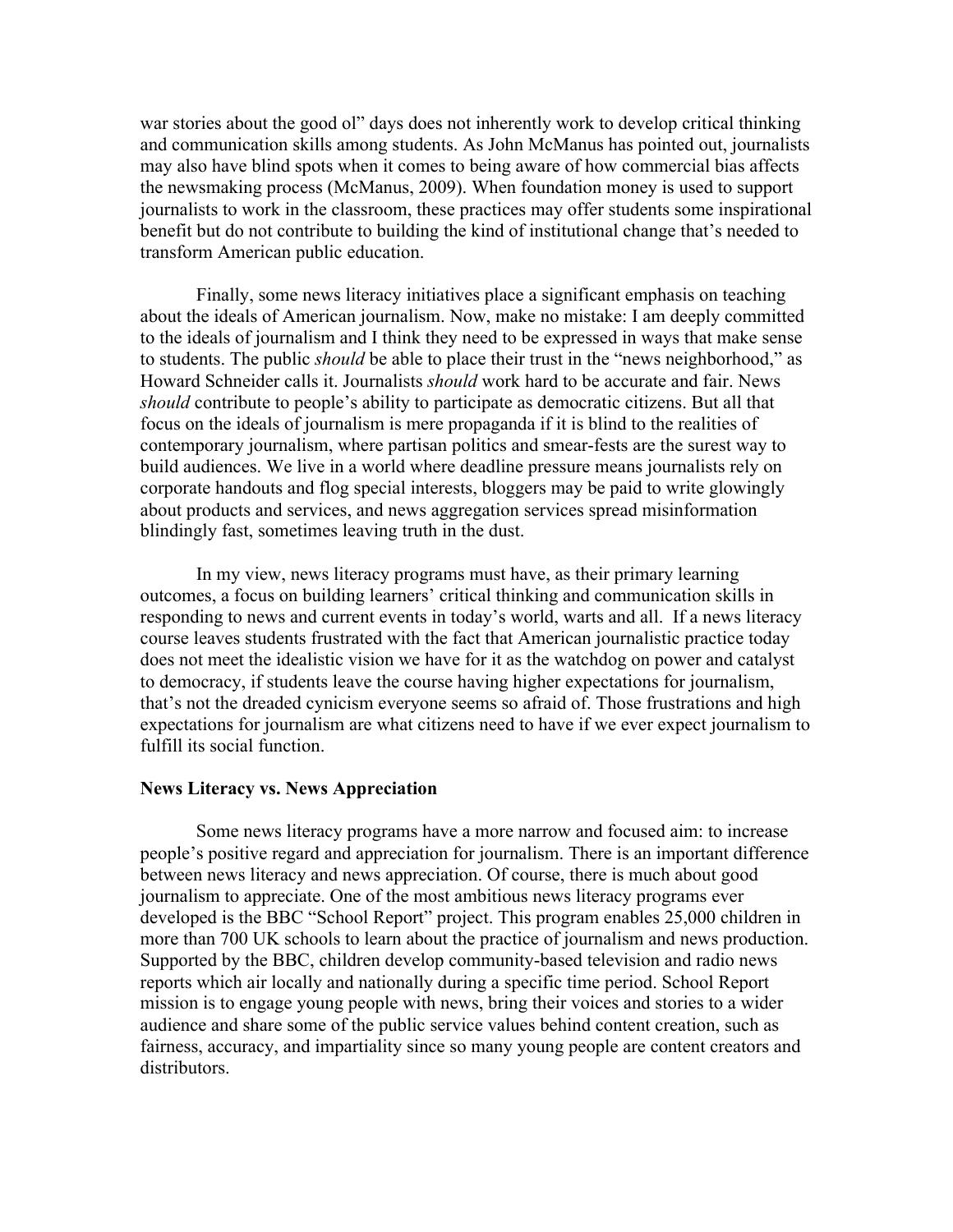war stories about the good ol" days does not inherently work to develop critical thinking and communication skills among students. As John McManus has pointed out, journalists may also have blind spots when it comes to being aware of how commercial bias affects the newsmaking process (McManus, 2009). When foundation money is used to support journalists to work in the classroom, these practices may offer students some inspirational benefit but do not contribute to building the kind of institutional change that's needed to transform American public education.

Finally, some news literacy initiatives place a significant emphasis on teaching about the ideals of American journalism. Now, make no mistake: I am deeply committed to the ideals of journalism and I think they need to be expressed in ways that make sense to students. The public *should* be able to place their trust in the "news neighborhood," as Howard Schneider calls it. Journalists *should* work hard to be accurate and fair. News *should* contribute to people's ability to participate as democratic citizens. But all that focus on the ideals of journalism is mere propaganda if it is blind to the realities of contemporary journalism, where partisan politics and smear-fests are the surest way to build audiences. We live in a world where deadline pressure means journalists rely on corporate handouts and flog special interests, bloggers may be paid to write glowingly about products and services, and news aggregation services spread misinformation blindingly fast, sometimes leaving truth in the dust.

In my view, news literacy programs must have, as their primary learning outcomes, a focus on building learners' critical thinking and communication skills in responding to news and current events in today's world, warts and all. If a news literacy course leaves students frustrated with the fact that American journalistic practice today does not meet the idealistic vision we have for it as the watchdog on power and catalyst to democracy, if students leave the course having higher expectations for journalism, that's not the dreaded cynicism everyone seems so afraid of. Those frustrations and high expectations for journalism are what citizens need to have if we ever expect journalism to fulfill its social function.

## News Literacy vs. News Appreciation

Some news literacy programs have a more narrow and focused aim: to increase people's positive regard and appreciation for journalism. There is an important difference between news literacy and news appreciation. Of course, there is much about good journalism to appreciate. One of the most ambitious news literacy programs ever developed is the BBC "School Report" project. This program enables 25,000 children in more than 700 UK schools to learn about the practice of journalism and news production. Supported by the BBC, children develop community-based television and radio news reports which air locally and nationally during a specific time period. School Report mission is to engage young people with news, bring their voices and stories to a wider audience and share some of the public service values behind content creation, such as fairness, accuracy, and impartiality since so many young people are content creators and distributors.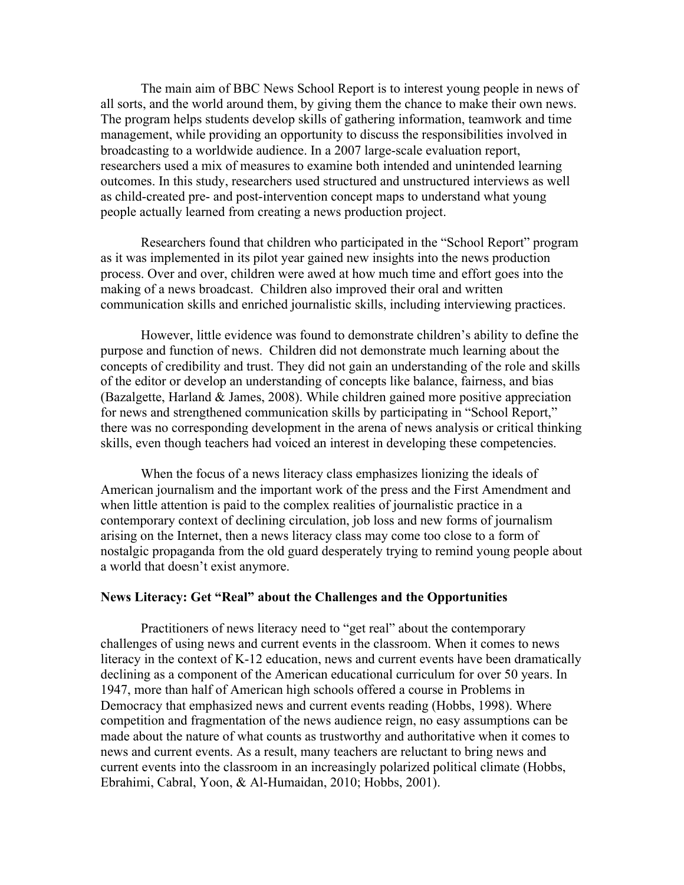The main aim of BBC News School Report is to interest young people in news of all sorts, and the world around them, by giving them the chance to make their own news. The program helps students develop skills of gathering information, teamwork and time management, while providing an opportunity to discuss the responsibilities involved in broadcasting to a worldwide audience. In a 2007 large-scale evaluation report, researchers used a mix of measures to examine both intended and unintended learning outcomes. In this study, researchers used structured and unstructured interviews as well as child-created pre- and post-intervention concept maps to understand what young people actually learned from creating a news production project.

Researchers found that children who participated in the "School Report" program as it was implemented in its pilot year gained new insights into the news production process. Over and over, children were awed at how much time and effort goes into the making of a news broadcast. Children also improved their oral and written communication skills and enriched journalistic skills, including interviewing practices.

However, little evidence was found to demonstrate children's ability to define the purpose and function of news. Children did not demonstrate much learning about the concepts of credibility and trust. They did not gain an understanding of the role and skills of the editor or develop an understanding of concepts like balance, fairness, and bias (Bazalgette, Harland & James, 2008). While children gained more positive appreciation for news and strengthened communication skills by participating in "School Report," there was no corresponding development in the arena of news analysis or critical thinking skills, even though teachers had voiced an interest in developing these competencies.

When the focus of a news literacy class emphasizes lionizing the ideals of American journalism and the important work of the press and the First Amendment and when little attention is paid to the complex realities of journalistic practice in a contemporary context of declining circulation, job loss and new forms of journalism arising on the Internet, then a news literacy class may come too close to a form of nostalgic propaganda from the old guard desperately trying to remind young people about a world that doesn't exist anymore.

### News Literacy: Get "Real" about the Challenges and the Opportunities

Practitioners of news literacy need to "get real" about the contemporary challenges of using news and current events in the classroom. When it comes to news literacy in the context of K-12 education, news and current events have been dramatically declining as a component of the American educational curriculum for over 50 years. In 1947, more than half of American high schools offered a course in Problems in Democracy that emphasized news and current events reading (Hobbs, 1998). Where competition and fragmentation of the news audience reign, no easy assumptions can be made about the nature of what counts as trustworthy and authoritative when it comes to news and current events. As a result, many teachers are reluctant to bring news and current events into the classroom in an increasingly polarized political climate (Hobbs, Ebrahimi, Cabral, Yoon, & Al-Humaidan, 2010; Hobbs, 2001).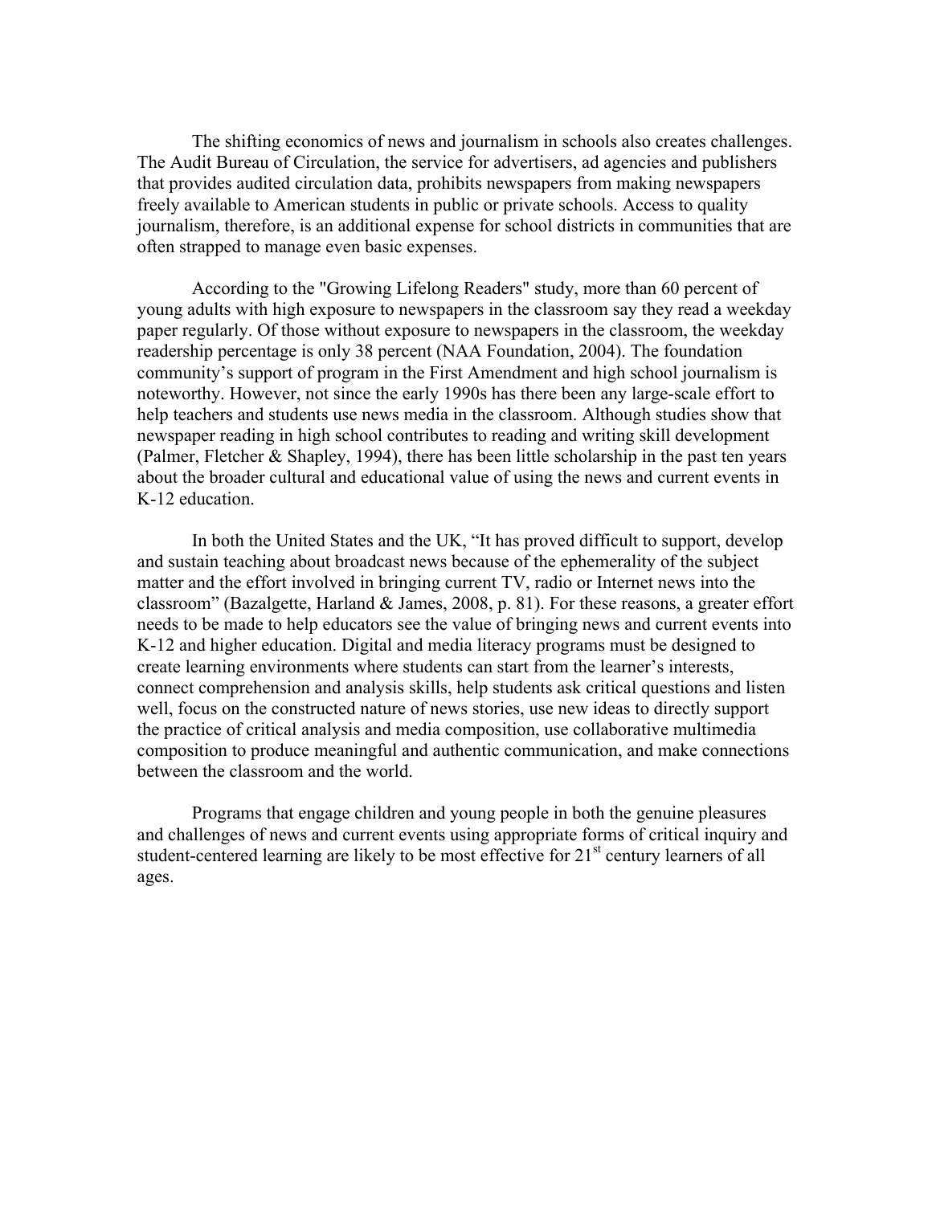The shifting economics of news and journalism in schools also creates challenges. The Audit Bureau of Circulation, the service for advertisers, ad agencies and publishers that provides audited circulation data, prohibits newspapers from making newspapers freely available to American students in public or private schools. Access to quality journalism, therefore, is an additional expense for school districts in communities that are often strapped to manage even basic expenses.

According to the "Growing Lifelong Readers" study, more than 60 percent of young adults with high exposure to newspapers in the classroom say they read a weekday paper regularly. Of those without exposure to newspapers in the classroom, the weekday readership percentage is only 38 percent (NAA Foundation, 2004). The foundation community's support of program in the First Amendment and high school journalism is noteworthy. However, not since the early 1990s has there been any large-scale effort to help teachers and students use news media in the classroom. Although studies show that newspaper reading in high school contributes to reading and writing skill development (Palmer, Fletcher & Shapley, 1994), there has been little scholarship in the past ten years about the broader cultural and educational value of using the news and current events in K-12 education.

In both the United States and the UK, "It has proved difficult to support, develop and sustain teaching about broadcast news because of the ephemerality of the subject matter and the effort involved in bringing current TV, radio or Internet news into the classroom" (Bazalgette, Harland & James, 2008, p. 81). For these reasons, a greater effort needs to be made to help educators see the value of bringing news and current events into K-12 and higher education. Digital and media literacy programs must be designed to create learning environments where students can start from the learner's interests, connect comprehension and analysis skills, help students ask critical questions and listen well, focus on the constructed nature of news stories, use new ideas to directly support the practice of critical analysis and media composition, use collaborative multimedia composition to produce meaningful and authentic communication, and make connections between the classroom and the world.

Programs that engage children and young people in both the genuine pleasures and challenges of news and current events using appropriate forms of critical inquiry and student-centered learning are likely to be most effective for 21st century learners of all ages.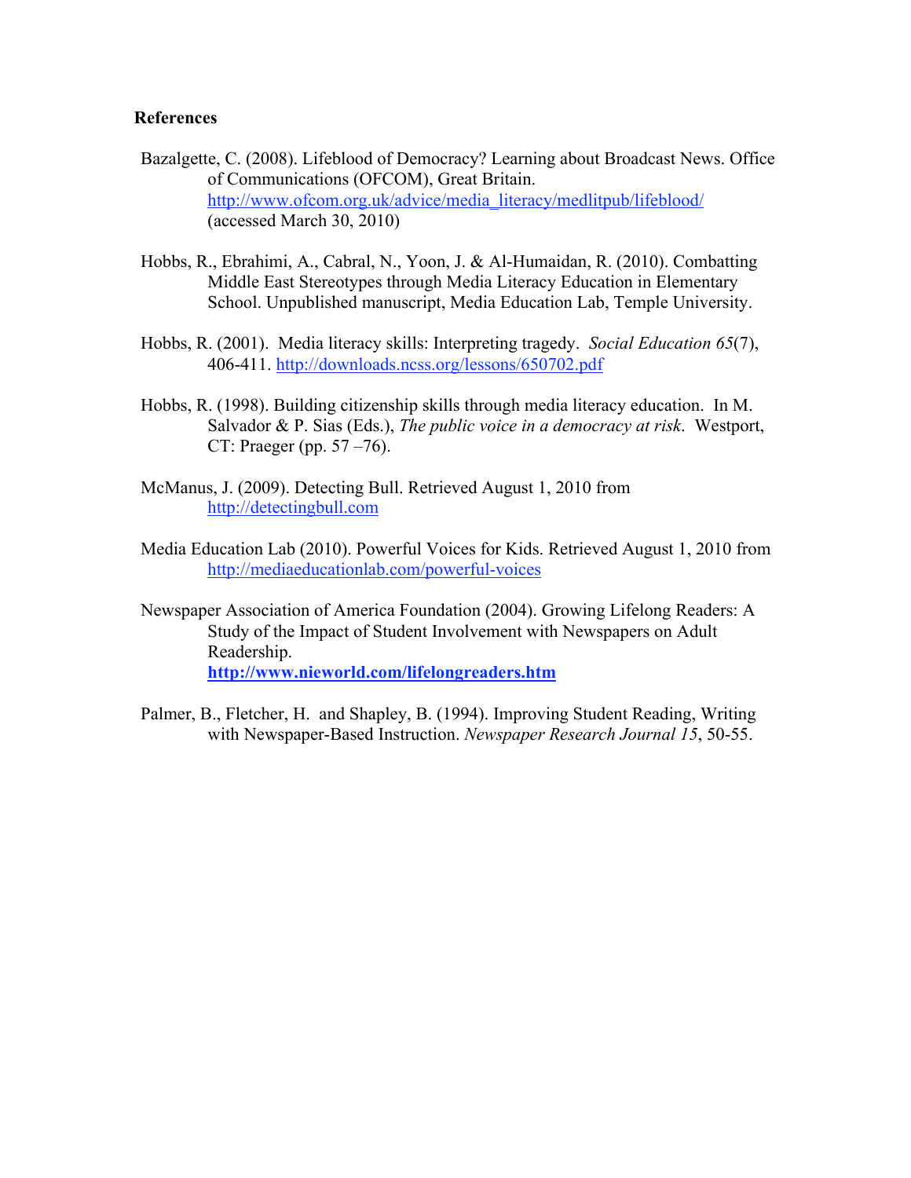**References**

Bazalgette, C. (2008). Lifeblood of Democracy? Learning about Broadcast News. Office of Communications (OFCOM), Great Britain. http://www.ofcom.org.uk/advice/media_literacy/medlitpub/lifeblood/ (accessed March 30, 2010)

Hobbs, R., Ebrahimi, A., Cabral, N., Yoon, J. & Al-Humaidan, R. (2010). Combatting Middle East Stereotypes through Media Literacy Education in Elementary School. Unpublished manuscript, Media Education Lab, Temple University.

Hobbs, R. (2001). Media literacy skills: Interpreting tragedy. *Social Education 65*(7), 406-411. http://downloads.ncss.org/lessons/650702.pdf

Hobbs, R. (1998). Building citizenship skills through media literacy education. In M. Salvador & P. Sias (Eds.), *The public voice in a democracy at risk*. Westport, CT: Praeger (pp. 57 –76).

McManus, J. (2009). Detecting Bull. Retrieved August 1, 2010 from http://detectingbull.com

Media Education Lab (2010). Powerful Voices for Kids. Retrieved August 1, 2010 from http://mediaeducationlab.com/powerful-voices

Newspaper Association of America Foundation (2004). Growing Lifelong Readers: A Study of the Impact of Student Involvement with Newspapers on Adult Readership. **http://www.nieworld.com/lifelongreaders.htm**

Palmer, B., Fletcher, H. and Shapley, B. (1994). Improving Student Reading, Writing with Newspaper-Based Instruction. *Newspaper Research Journal 15*, 50-55.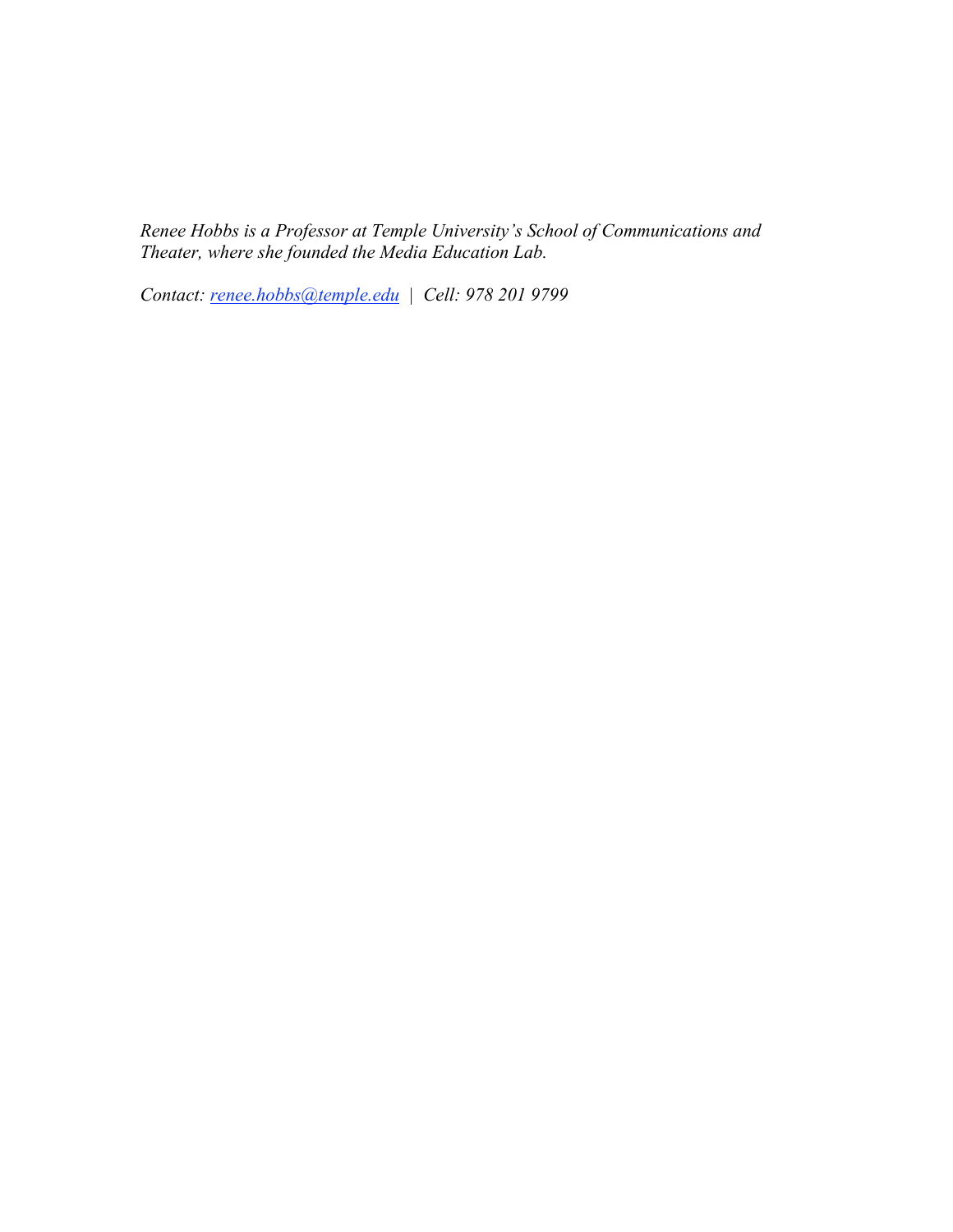*Renee Hobbs is a Professor at Temple University's School of Communications and Theater, where she founded the Media Education Lab.*

*Contact: [renee.hobbs@temple.edu](mailto:renee.hobbs@temple.edu) | Cell: 978 201 9799*